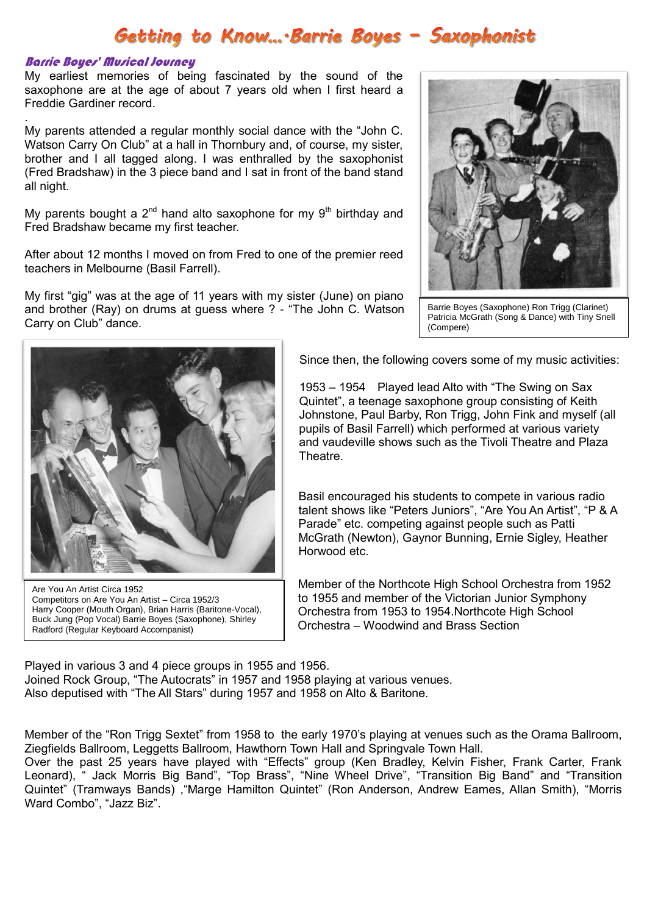# Getting to Know...·Barrie Boyes – Saxophonist

## Barrie Boyes' Musical Journey

My earliest memories of being fascinated by the sound of the saxophone are at the age of about 7 years old when I first heard a Freddie Gardiner record.

.

My parents attended a regular monthly social dance with the "John C. Watson Carry On Club" at a hall in Thornbury and, of course, my sister, brother and I all tagged along. I was enthralled by the saxophonist (Fred Bradshaw) in the 3 piece band and I sat in front of the band stand all night.

My parents bought a 2nd hand alto saxophone for my 9th birthday and Fred Bradshaw became my first teacher.

After about 12 months I moved on from Fred to one of the premier reed teachers in Melbourne (Basil Farrell).

My first "gig" was at the age of 11 years with my sister (June) on piano and brother (Ray) on drums at guess where ? - "The John C. Watson Carry on Club" dance.

Barrie Boyes (Saxophone) Ron Trigg (Clarinet) Patricia McGrath (Song & Dance) with Tiny Snell (Compere)

Are You An Artist Circa 1952
Competitors on Are You An Artist – Circa 1952/3
Harry Cooper (Mouth Organ), Brian Harris (Baritone-Vocal), Buck Jung (Pop Vocal) Barrie Boyes (Saxophone), Shirley Radford (Regular Keyboard Accompanist)

Since then, the following covers some of my music activities:

1953 – 1954 Played lead Alto with "The Swing on Sax Quintet", a teenage saxophone group consisting of Keith Johnstone, Paul Barby, Ron Trigg, John Fink and myself (all pupils of Basil Farrell) which performed at various variety and vaudeville shows such as the Tivoli Theatre and Plaza Theatre.

Basil encouraged his students to compete in various radio talent shows like "Peters Juniors", "Are You An Artist", "P & A Parade" etc. competing against people such as Patti McGrath (Newton), Gaynor Bunning, Ernie Sigley, Heather Horwood etc.

Member of the Northcote High School Orchestra from 1952 to 1955 and member of the Victorian Junior Symphony Orchestra from 1953 to 1954.Northcote High School Orchestra – Woodwind and Brass Section

Played in various 3 and 4 piece groups in 1955 and 1956.
Joined Rock Group, "The Autocrats" in 1957 and 1958 playing at various venues.
Also deputised with "The All Stars" during 1957 and 1958 on Alto & Baritone.

Member of the "Ron Trigg Sextet" from 1958 to the early 1970's playing at venues such as the Orama Ballroom, Ziegfields Ballroom, Leggetts Ballroom, Hawthorn Town Hall and Springvale Town Hall.
Over the past 25 years have played with "Effects" group (Ken Bradley, Kelvin Fisher, Frank Carter, Frank Leonard), " Jack Morris Big Band", "Top Brass", "Nine Wheel Drive", "Transition Big Band" and "Transition Quintet" (Tramways Bands) ,"Marge Hamilton Quintet" (Ron Anderson, Andrew Eames, Allan Smith), "Morris Ward Combo", "Jazz Biz".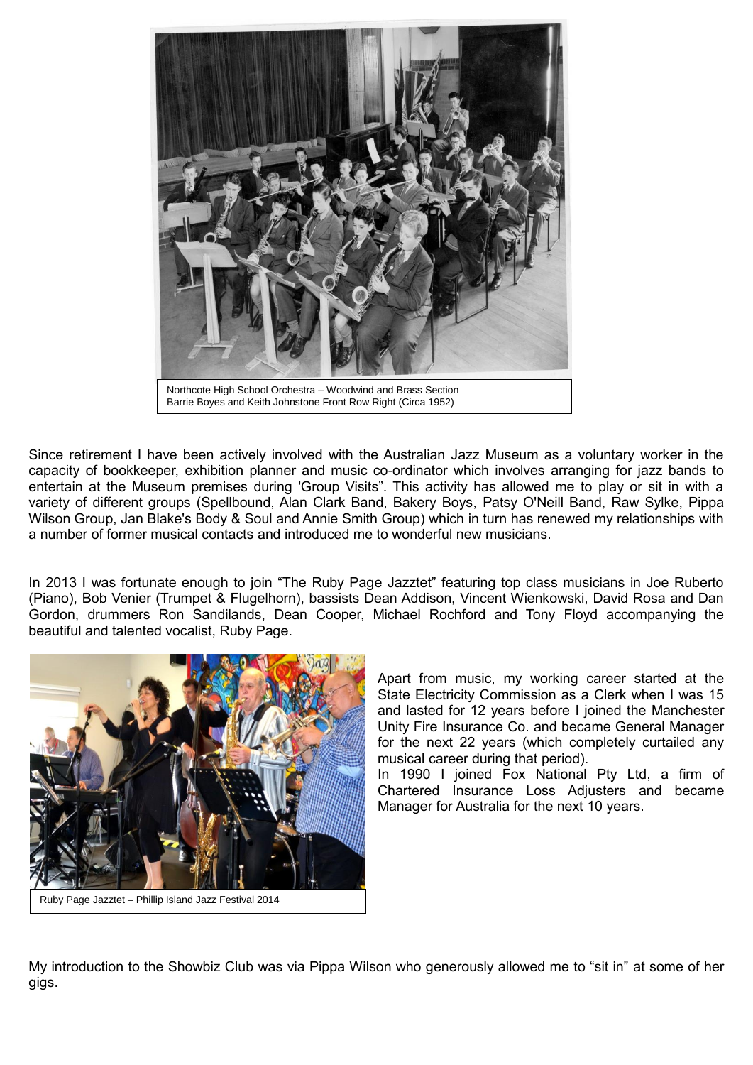Northcote High School Orchestra – Woodwind and Brass Section
Barrie Boyes and Keith Johnstone Front Row Right (Circa 1952)

Since retirement I have been actively involved with the Australian Jazz Museum as a voluntary worker in the capacity of bookkeeper, exhibition planner and music co-ordinator which involves arranging for jazz bands to entertain at the Museum premises during 'Group Visits". This activity has allowed me to play or sit in with a variety of different groups (Spellbound, Alan Clark Band, Bakery Boys, Patsy O'Neill Band, Raw Sylke, Pippa Wilson Group, Jan Blake's Body & Soul and Annie Smith Group) which in turn has renewed my relationships with a number of former musical contacts and introduced me to wonderful new musicians.

In 2013 I was fortunate enough to join "The Ruby Page Jazztet" featuring top class musicians in Joe Ruberto (Piano), Bob Venier (Trumpet & Flugelhorn), bassists Dean Addison, Vincent Wienkowski, David Rosa and Dan Gordon, drummers Ron Sandilands, Dean Cooper, Michael Rochford and Tony Floyd accompanying the beautiful and talented vocalist, Ruby Page.

Ruby Page Jazztet – Phillip Island Jazz Festival 2014

Apart from music, my working career started at the State Electricity Commission as a Clerk when I was 15 and lasted for 12 years before I joined the Manchester Unity Fire Insurance Co. and became General Manager for the next 22 years (which completely curtailed any musical career during that period).

In 1990 I joined Fox National Pty Ltd, a firm of Chartered Insurance Loss Adjusters and became Manager for Australia for the next 10 years.

My introduction to the Showbiz Club was via Pippa Wilson who generously allowed me to "sit in" at some of her gigs.